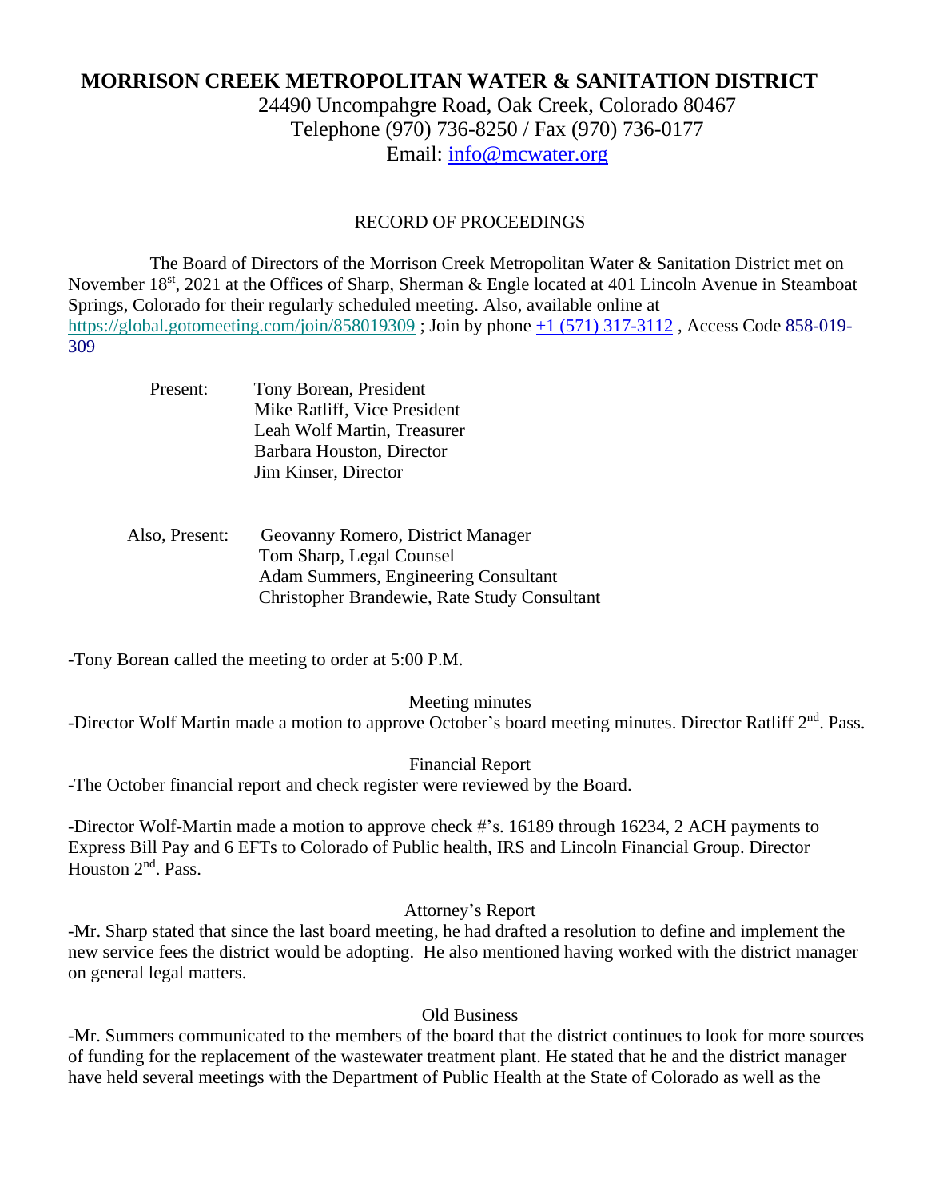# MORRISON CREEK METROPOLITAN WATER & SANITATION DISTRICT

24490 Uncompahgre Road, Oak Creek, Colorado 80467
Telephone (970) 736-8250 / Fax (970) 736-0177
Email: info@mcwater.org

## RECORD OF PROCEEDINGS

The Board of Directors of the Morrison Creek Metropolitan Water & Sanitation District met on November 18st, 2021 at the Offices of Sharp, Sherman & Engle located at 401 Lincoln Avenue in Steamboat Springs, Colorado for their regularly scheduled meeting. Also, available online at https://global.gotomeeting.com/join/858019309 ; Join by phone +1 (571) 317-3112 , Access Code 858-019-309

Present:
- Tony Borean, President
- Mike Ratliff, Vice President
- Leah Wolf Martin, Treasurer
- Barbara Houston, Director
- Jim Kinser, Director

Also, Present:
- Geovanny Romero, District Manager
- Tom Sharp, Legal Counsel
- Adam Summers, Engineering Consultant
- Christopher Brandewie, Rate Study Consultant

-Tony Borean called the meeting to order at 5:00 P.M.

### Meeting minutes

-Director Wolf Martin made a motion to approve October's board meeting minutes. Director Ratliff 2nd. Pass.

### Financial Report

-The October financial report and check register were reviewed by the Board.

-Director Wolf-Martin made a motion to approve check #'s. 16189 through 16234, 2 ACH payments to Express Bill Pay and 6 EFTs to Colorado of Public health, IRS and Lincoln Financial Group. Director Houston 2nd. Pass.

### Attorney's Report

-Mr. Sharp stated that since the last board meeting, he had drafted a resolution to define and implement the new service fees the district would be adopting. He also mentioned having worked with the district manager on general legal matters.

### Old Business

-Mr. Summers communicated to the members of the board that the district continues to look for more sources of funding for the replacement of the wastewater treatment plant. He stated that he and the district manager have held several meetings with the Department of Public Health at the State of Colorado as well as the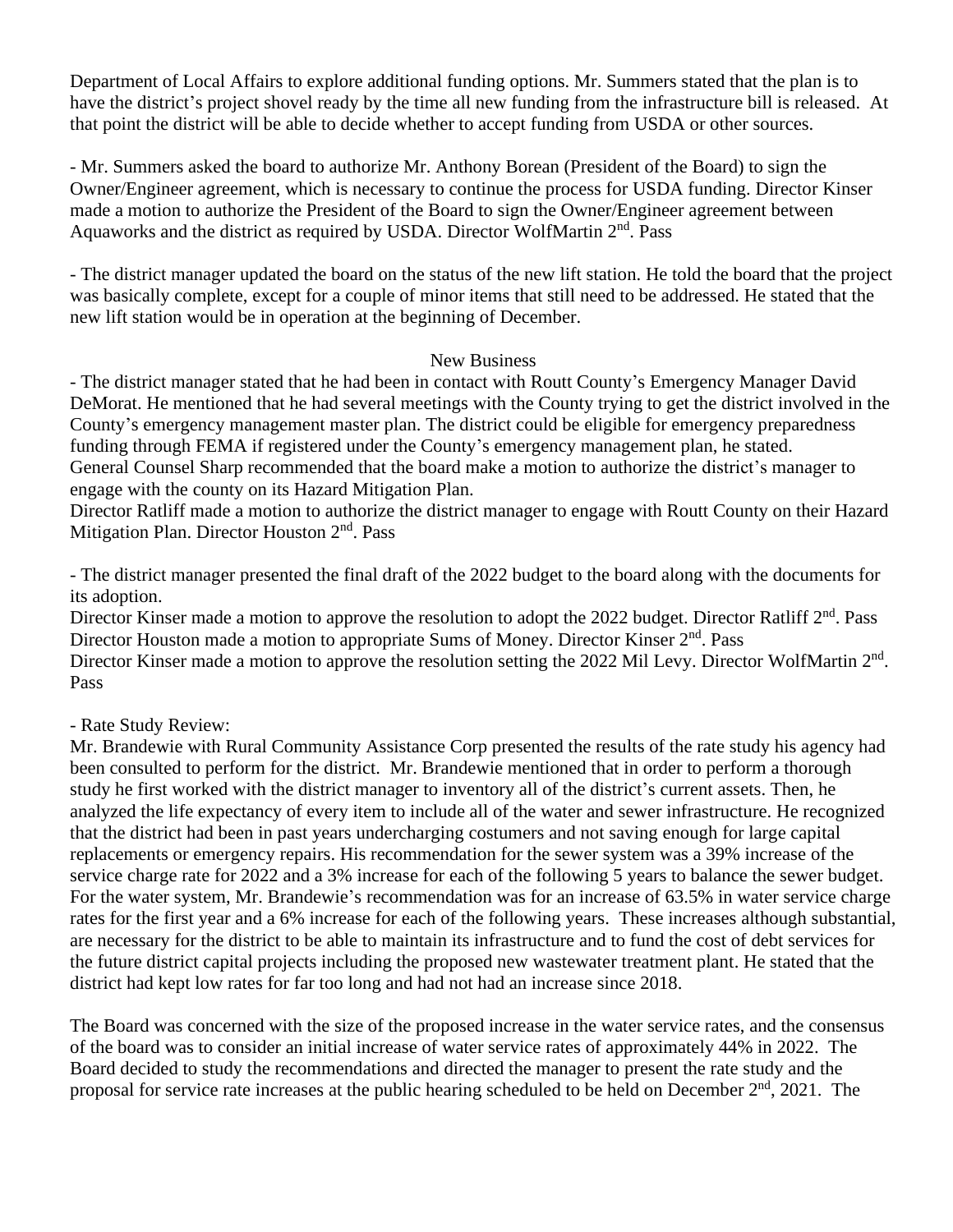Department of Local Affairs to explore additional funding options. Mr. Summers stated that the plan is to have the district's project shovel ready by the time all new funding from the infrastructure bill is released. At that point the district will be able to decide whether to accept funding from USDA or other sources.

- Mr. Summers asked the board to authorize Mr. Anthony Borean (President of the Board) to sign the Owner/Engineer agreement, which is necessary to continue the process for USDA funding. Director Kinser made a motion to authorize the President of the Board to sign the Owner/Engineer agreement between Aquaworks and the district as required by USDA. Director WolfMartin 2nd. Pass

- The district manager updated the board on the status of the new lift station. He told the board that the project was basically complete, except for a couple of minor items that still need to be addressed. He stated that the new lift station would be in operation at the beginning of December.

New Business

- The district manager stated that he had been in contact with Routt County's Emergency Manager David DeMorat. He mentioned that he had several meetings with the County trying to get the district involved in the County's emergency management master plan. The district could be eligible for emergency preparedness funding through FEMA if registered under the County's emergency management plan, he stated.
General Counsel Sharp recommended that the board make a motion to authorize the district's manager to engage with the county on its Hazard Mitigation Plan.
Director Ratliff made a motion to authorize the district manager to engage with Routt County on their Hazard Mitigation Plan. Director Houston 2nd. Pass

- The district manager presented the final draft of the 2022 budget to the board along with the documents for its adoption.
Director Kinser made a motion to approve the resolution to adopt the 2022 budget. Director Ratliff 2nd. Pass
Director Houston made a motion to appropriate Sums of Money. Director Kinser 2nd. Pass
Director Kinser made a motion to approve the resolution setting the 2022 Mil Levy. Director WolfMartin 2nd. Pass

- Rate Study Review:
Mr. Brandewie with Rural Community Assistance Corp presented the results of the rate study his agency had been consulted to perform for the district. Mr. Brandewie mentioned that in order to perform a thorough study he first worked with the district manager to inventory all of the district's current assets. Then, he analyzed the life expectancy of every item to include all of the water and sewer infrastructure. He recognized that the district had been in past years undercharging costumers and not saving enough for large capital replacements or emergency repairs. His recommendation for the sewer system was a 39% increase of the service charge rate for 2022 and a 3% increase for each of the following 5 years to balance the sewer budget. For the water system, Mr. Brandewie's recommendation was for an increase of 63.5% in water service charge rates for the first year and a 6% increase for each of the following years. These increases although substantial, are necessary for the district to be able to maintain its infrastructure and to fund the cost of debt services for the future district capital projects including the proposed new wastewater treatment plant. He stated that the district had kept low rates for far too long and had not had an increase since 2018.

The Board was concerned with the size of the proposed increase in the water service rates, and the consensus of the board was to consider an initial increase of water service rates of approximately 44% in 2022. The Board decided to study the recommendations and directed the manager to present the rate study and the proposal for service rate increases at the public hearing scheduled to be held on December 2nd, 2021. The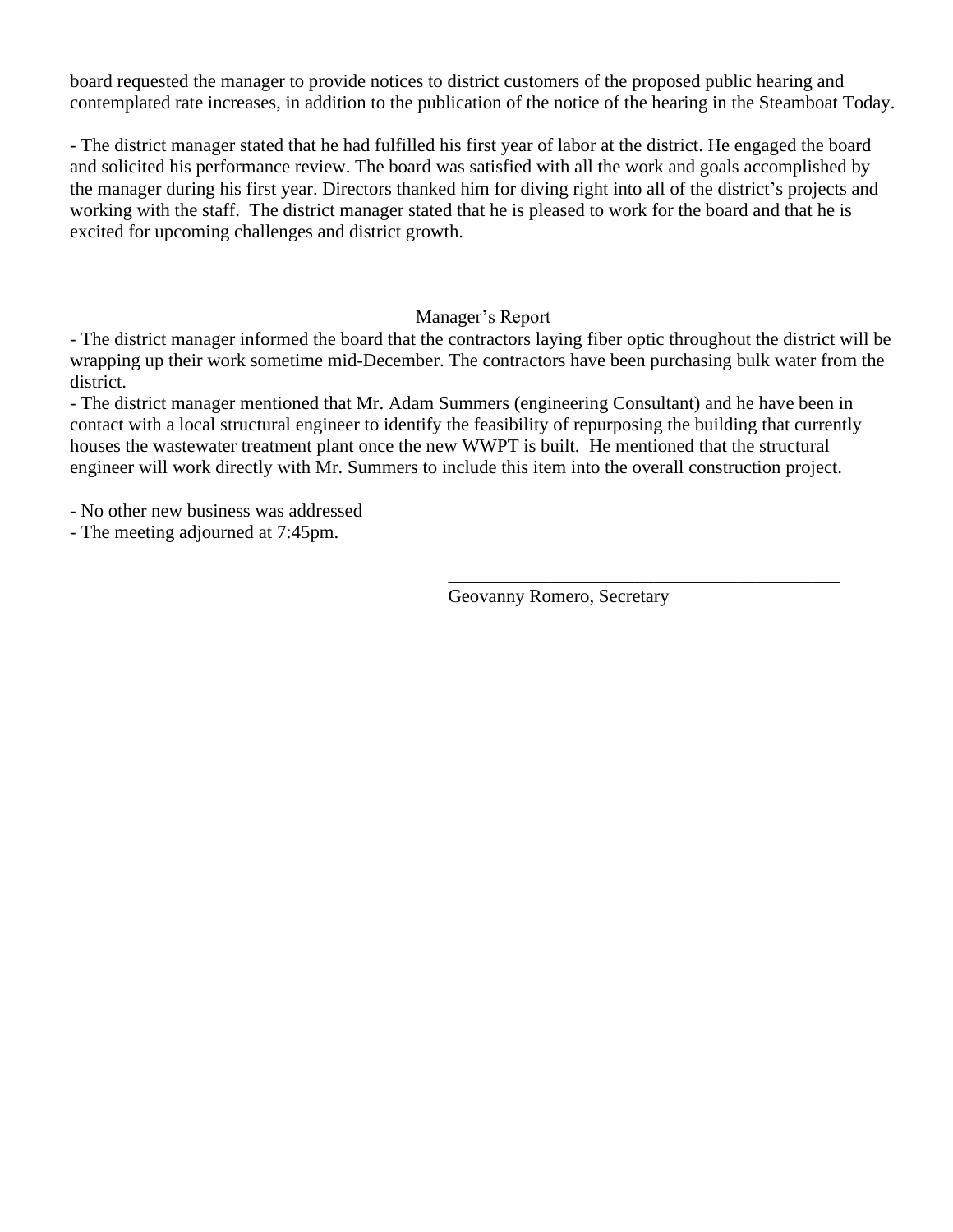board requested the manager to provide notices to district customers of the proposed public hearing and contemplated rate increases, in addition to the publication of the notice of the hearing in the Steamboat Today.

- The district manager stated that he had fulfilled his first year of labor at the district. He engaged the board and solicited his performance review. The board was satisfied with all the work and goals accomplished by the manager during his first year. Directors thanked him for diving right into all of the district's projects and working with the staff. The district manager stated that he is pleased to work for the board and that he is excited for upcoming challenges and district growth.

## Manager's Report

- The district manager informed the board that the contractors laying fiber optic throughout the district will be wrapping up their work sometime mid-December. The contractors have been purchasing bulk water from the district.
- The district manager mentioned that Mr. Adam Summers (engineering Consultant) and he have been in contact with a local structural engineer to identify the feasibility of repurposing the building that currently houses the wastewater treatment plant once the new WWPT is built. He mentioned that the structural engineer will work directly with Mr. Summers to include this item into the overall construction project.

- No other new business was addressed
- The meeting adjourned at 7:45pm.

\_\_\_\_\_\_\_\_\_\_\_\_\_\_\_\_\_\_\_\_\_\_\_\_\_\_\_\_\_\_\_\_\_\_\_\_\_\_\_\_\_\_\_

Geovanny Romero, Secretary